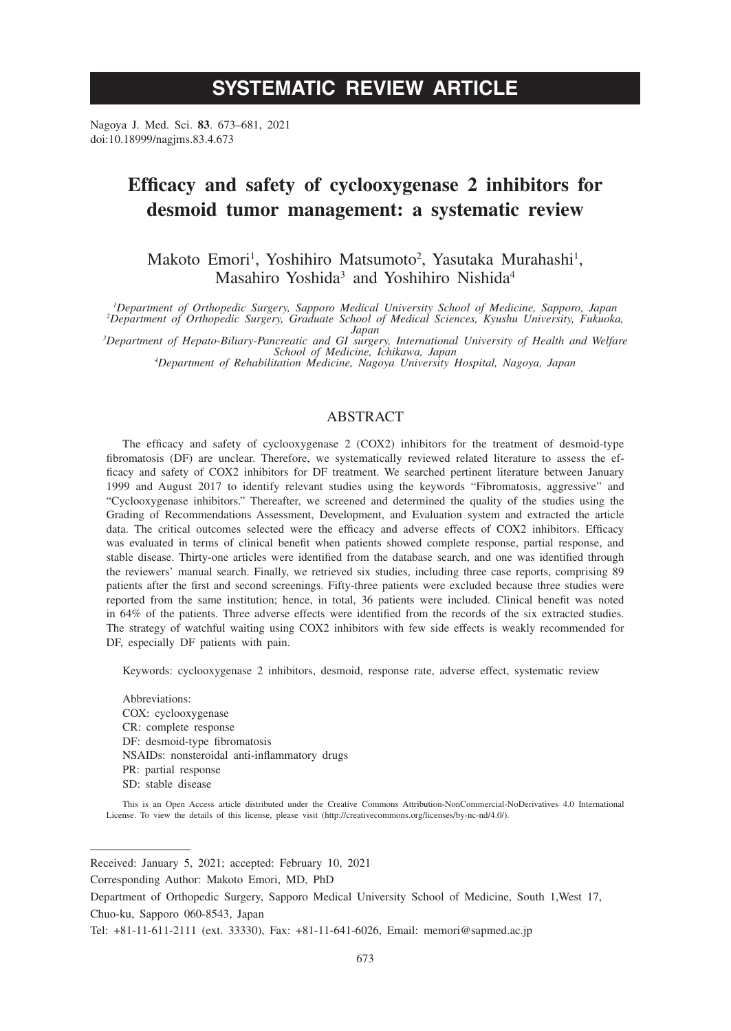# SYSTEMATIC REVIEW ARTICLE

Nagoya J. Med. Sci. **83**. 673–681, 2021
doi:10.18999/nagjms.83.4.673

# Efficacy and safety of cyclooxygenase 2 inhibitors for desmoid tumor management: a systematic review

Makoto Emori[1], Yoshihiro Matsumoto[2], Yasutaka Murahashi[1], Masahiro Yoshida[3] and Yoshihiro Nishida[4]

[1]*Department of Orthopedic Surgery, Sapporo Medical University School of Medicine, Sapporo, Japan*
[2]*Department of Orthopedic Surgery, Graduate School of Medical Sciences, Kyushu University, Fukuoka, Japan*
[3]*Department of Hepato-Biliary-Pancreatic and GI surgery, International University of Health and Welfare School of Medicine, Ichikawa, Japan*
[4]*Department of Rehabilitation Medicine, Nagoya University Hospital, Nagoya, Japan*

## ABSTRACT

The efficacy and safety of cyclooxygenase 2 (COX2) inhibitors for the treatment of desmoid-type fibromatosis (DF) are unclear. Therefore, we systematically reviewed related literature to assess the efficacy and safety of COX2 inhibitors for DF treatment. We searched pertinent literature between January 1999 and August 2017 to identify relevant studies using the keywords "Fibromatosis, aggressive" and "Cyclooxygenase inhibitors." Thereafter, we screened and determined the quality of the studies using the Grading of Recommendations Assessment, Development, and Evaluation system and extracted the article data. The critical outcomes selected were the efficacy and adverse effects of COX2 inhibitors. Efficacy was evaluated in terms of clinical benefit when patients showed complete response, partial response, and stable disease. Thirty-one articles were identified from the database search, and one was identified through the reviewers' manual search. Finally, we retrieved six studies, including three case reports, comprising 89 patients after the first and second screenings. Fifty-three patients were excluded because three studies were reported from the same institution; hence, in total, 36 patients were included. Clinical benefit was noted in 64% of the patients. Three adverse effects were identified from the records of the six extracted studies. The strategy of watchful waiting using COX2 inhibitors with few side effects is weakly recommended for DF, especially DF patients with pain.

Keywords: cyclooxygenase 2 inhibitors, desmoid, response rate, adverse effect, systematic review

Abbreviations:
COX: cyclooxygenase
CR: complete response
DF: desmoid-type fibromatosis
NSAIDs: nonsteroidal anti-inflammatory drugs
PR: partial response
SD: stable disease

This is an Open Access article distributed under the Creative Commons Attribution-NonCommercial-NoDerivatives 4.0 International License. To view the details of this license, please visit (http://creativecommons.org/licenses/by-nc-nd/4.0/).

---

Received: January 5, 2021; accepted: February 10, 2021

Corresponding Author: Makoto Emori, MD, PhD

Department of Orthopedic Surgery, Sapporo Medical University School of Medicine, South 1,West 17, Chuo-ku, Sapporo 060-8543, Japan

Tel: +81-11-611-2111 (ext. 33330), Fax: +81-11-641-6026, Email: memori@sapmed.ac.jp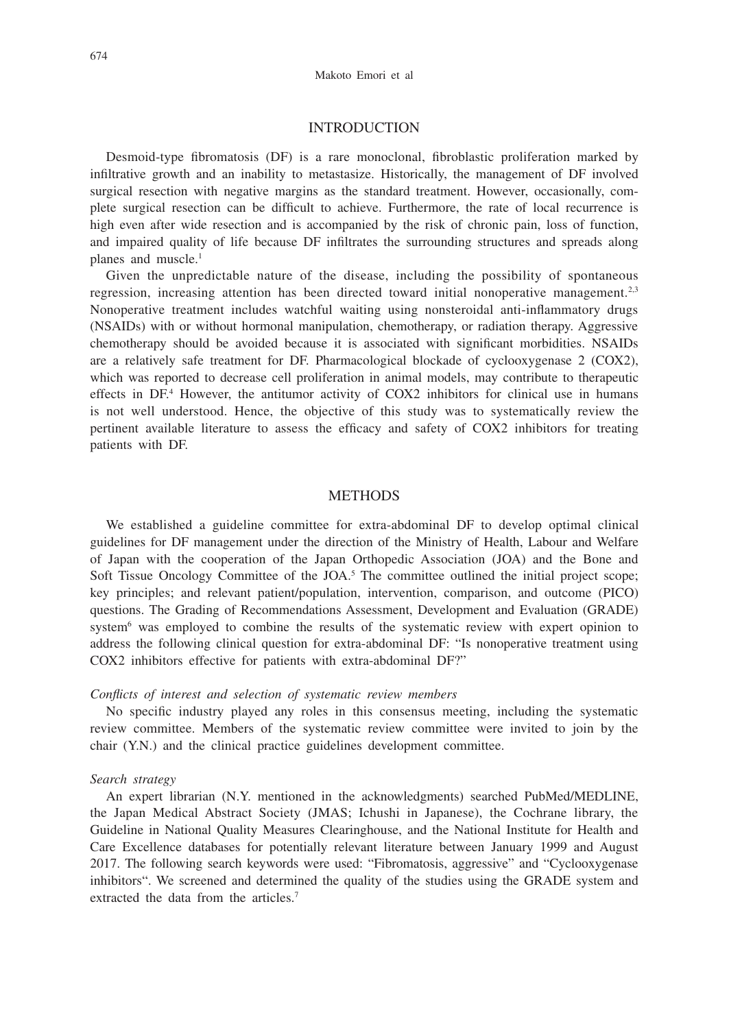## INTRODUCTION

Desmoid-type fibromatosis (DF) is a rare monoclonal, fibroblastic proliferation marked by infiltrative growth and an inability to metastasize. Historically, the management of DF involved surgical resection with negative margins as the standard treatment. However, occasionally, complete surgical resection can be difficult to achieve. Furthermore, the rate of local recurrence is high even after wide resection and is accompanied by the risk of chronic pain, loss of function, and impaired quality of life because DF infiltrates the surrounding structures and spreads along planes and muscle.[1]

Given the unpredictable nature of the disease, including the possibility of spontaneous regression, increasing attention has been directed toward initial nonoperative management.[2,3] Nonoperative treatment includes watchful waiting using nonsteroidal anti-inflammatory drugs (NSAIDs) with or without hormonal manipulation, chemotherapy, or radiation therapy. Aggressive chemotherapy should be avoided because it is associated with significant morbidities. NSAIDs are a relatively safe treatment for DF. Pharmacological blockade of cyclooxygenase 2 (COX2), which was reported to decrease cell proliferation in animal models, may contribute to therapeutic effects in DF.[4] However, the antitumor activity of COX2 inhibitors for clinical use in humans is not well understood. Hence, the objective of this study was to systematically review the pertinent available literature to assess the efficacy and safety of COX2 inhibitors for treating patients with DF.

## METHODS

We established a guideline committee for extra-abdominal DF to develop optimal clinical guidelines for DF management under the direction of the Ministry of Health, Labour and Welfare of Japan with the cooperation of the Japan Orthopedic Association (JOA) and the Bone and Soft Tissue Oncology Committee of the JOA.[5] The committee outlined the initial project scope; key principles; and relevant patient/population, intervention, comparison, and outcome (PICO) questions. The Grading of Recommendations Assessment, Development and Evaluation (GRADE) system[6] was employed to combine the results of the systematic review with expert opinion to address the following clinical question for extra-abdominal DF: "Is nonoperative treatment using COX2 inhibitors effective for patients with extra-abdominal DF?"

### *Conflicts of interest and selection of systematic review members*

No specific industry played any roles in this consensus meeting, including the systematic review committee. Members of the systematic review committee were invited to join by the chair (Y.N.) and the clinical practice guidelines development committee.

### *Search strategy*

An expert librarian (N.Y. mentioned in the acknowledgments) searched PubMed/MEDLINE, the Japan Medical Abstract Society (JMAS; Ichushi in Japanese), the Cochrane library, the Guideline in National Quality Measures Clearinghouse, and the National Institute for Health and Care Excellence databases for potentially relevant literature between January 1999 and August 2017. The following search keywords were used: "Fibromatosis, aggressive" and "Cyclooxygenase inhibitors". We screened and determined the quality of the studies using the GRADE system and extracted the data from the articles.[7]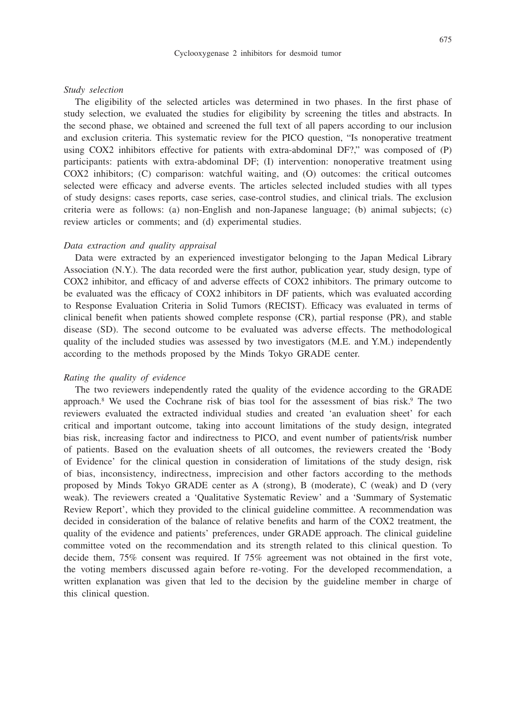### *Study selection*

The eligibility of the selected articles was determined in two phases. In the first phase of study selection, we evaluated the studies for eligibility by screening the titles and abstracts. In the second phase, we obtained and screened the full text of all papers according to our inclusion and exclusion criteria. This systematic review for the PICO question, "Is nonoperative treatment using COX2 inhibitors effective for patients with extra-abdominal DF?," was composed of (P) participants: patients with extra-abdominal DF; (I) intervention: nonoperative treatment using COX2 inhibitors; (C) comparison: watchful waiting, and (O) outcomes: the critical outcomes selected were efficacy and adverse events. The articles selected included studies with all types of study designs: cases reports, case series, case-control studies, and clinical trials. The exclusion criteria were as follows: (a) non-English and non-Japanese language; (b) animal subjects; (c) review articles or comments; and (d) experimental studies.

### *Data extraction and quality appraisal*

Data were extracted by an experienced investigator belonging to the Japan Medical Library Association (N.Y.). The data recorded were the first author, publication year, study design, type of COX2 inhibitor, and efficacy of and adverse effects of COX2 inhibitors. The primary outcome to be evaluated was the efficacy of COX2 inhibitors in DF patients, which was evaluated according to Response Evaluation Criteria in Solid Tumors (RECIST). Efficacy was evaluated in terms of clinical benefit when patients showed complete response (CR), partial response (PR), and stable disease (SD). The second outcome to be evaluated was adverse effects. The methodological quality of the included studies was assessed by two investigators (M.E. and Y.M.) independently according to the methods proposed by the Minds Tokyo GRADE center.

### *Rating the quality of evidence*

The two reviewers independently rated the quality of the evidence according to the GRADE approach.[8] We used the Cochrane risk of bias tool for the assessment of bias risk.[9] The two reviewers evaluated the extracted individual studies and created 'an evaluation sheet' for each critical and important outcome, taking into account limitations of the study design, integrated bias risk, increasing factor and indirectness to PICO, and event number of patients/risk number of patients. Based on the evaluation sheets of all outcomes, the reviewers created the 'Body of Evidence' for the clinical question in consideration of limitations of the study design, risk of bias, inconsistency, indirectness, imprecision and other factors according to the methods proposed by Minds Tokyo GRADE center as A (strong), B (moderate), C (weak) and D (very weak). The reviewers created a 'Qualitative Systematic Review' and a 'Summary of Systematic Review Report', which they provided to the clinical guideline committee. A recommendation was decided in consideration of the balance of relative benefits and harm of the COX2 treatment, the quality of the evidence and patients' preferences, under GRADE approach. The clinical guideline committee voted on the recommendation and its strength related to this clinical question. To decide them, 75% consent was required. If 75% agreement was not obtained in the first vote, the voting members discussed again before re-voting. For the developed recommendation, a written explanation was given that led to the decision by the guideline member in charge of this clinical question.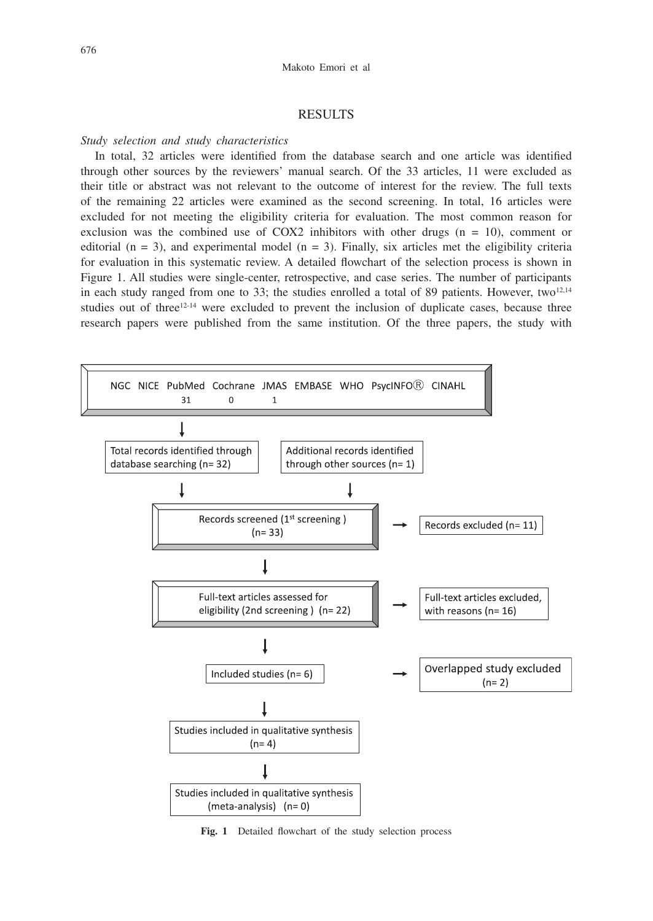## RESULTS

*Study selection and study characteristics*

In total, 32 articles were identified from the database search and one article was identified through other sources by the reviewers' manual search. Of the 33 articles, 11 were excluded as their title or abstract was not relevant to the outcome of interest for the review. The full texts of the remaining 22 articles were examined as the second screening. In total, 16 articles were excluded for not meeting the eligibility criteria for evaluation. The most common reason for exclusion was the combined use of COX2 inhibitors with other drugs (n = 10), comment or editorial (n = 3), and experimental model (n = 3). Finally, six articles met the eligibility criteria for evaluation in this systematic review. A detailed flowchart of the selection process is shown in Figure 1. All studies were single-center, retrospective, and case series. The number of participants in each study ranged from one to 33; the studies enrolled a total of 89 patients. However, two[12,14] studies out of three[12-14] were excluded to prevent the inclusion of duplicate cases, because three research papers were published from the same institution. Of the three papers, the study with

NGC NICE PubMed Cochrane JMAS EMBASE WHO PsycINFO® CINAHL
PubMed: 31, Cochrane: 0, JMAS: 1

↓

Total records identified through database searching (n= 32) | Additional records identified through other sources (n= 1)

↓

Records screened (1st screening) (n= 33) → Records excluded (n= 11)

↓

Full-text articles assessed for eligibility (2nd screening) (n= 22) → Full-text articles excluded, with reasons (n= 16)

↓

Included studies (n= 6) → Overlapped study excluded (n= 2)

↓

Studies included in qualitative synthesis (n= 4)

↓

Studies included in qualitative synthesis (meta-analysis) (n= 0)

**Fig. 1** Detailed flowchart of the study selection process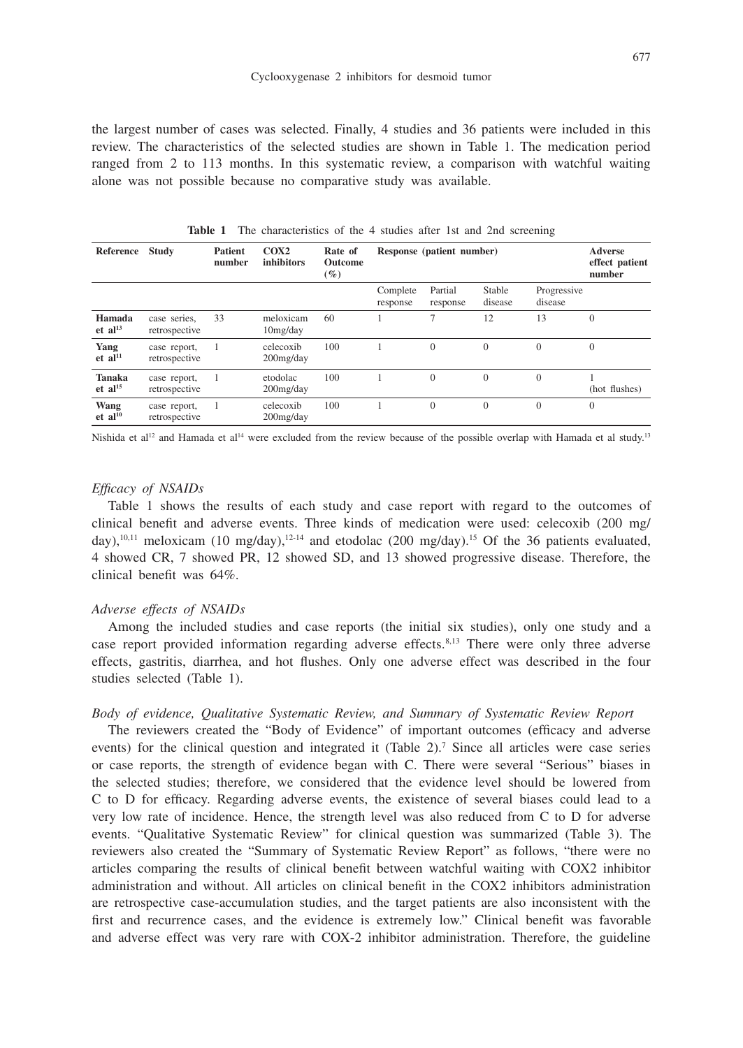the largest number of cases was selected. Finally, 4 studies and 36 patients were included in this review. The characteristics of the selected studies are shown in Table 1. The medication period ranged from 2 to 113 months. In this systematic review, a comparison with watchful waiting alone was not possible because no comparative study was available.

**Table 1** The characteristics of the 4 studies after 1st and 2nd screening

| Reference | Study | Patient number | COX2 inhibitors | Rate of Outcome (%) | Response (patient number) | | | | Adverse effect patient number |
|---|---|---|---|---|---|---|---|---|---|
| | | | | | Complete response | Partial response | Stable disease | Progressive disease | |
| **Hamada et al[13]** | case series, retrospective | 33 | meloxicam 10mg/day | 60 | 1 | 7 | 12 | 13 | 0 |
| **Yang et al[11]** | case report, retrospective | 1 | celecoxib 200mg/day | 100 | 1 | 0 | 0 | 0 | 0 |
| **Tanaka et al[15]** | case report, retrospective | 1 | etodolac 200mg/day | 100 | 1 | 0 | 0 | 0 | 1 (hot flushes) |
| **Wang et al[10]** | case report, retrospective | 1 | celecoxib 200mg/day | 100 | 1 | 0 | 0 | 0 | 0 |

Nishida et al[12] and Hamada et al[14] were excluded from the review because of the possible overlap with Hamada et al study.[13]

### *Efficacy of NSAIDs*

Table 1 shows the results of each study and case report with regard to the outcomes of clinical benefit and adverse events. Three kinds of medication were used: celecoxib (200 mg/day),[10,11] meloxicam (10 mg/day),[12-14] and etodolac (200 mg/day).[15] Of the 36 patients evaluated, 4 showed CR, 7 showed PR, 12 showed SD, and 13 showed progressive disease. Therefore, the clinical benefit was 64%.

### *Adverse effects of NSAIDs*

Among the included studies and case reports (the initial six studies), only one study and a case report provided information regarding adverse effects.[8,13] There were only three adverse effects, gastritis, diarrhea, and hot flushes. Only one adverse effect was described in the four studies selected (Table 1).

### *Body of evidence, Qualitative Systematic Review, and Summary of Systematic Review Report*

The reviewers created the "Body of Evidence" of important outcomes (efficacy and adverse events) for the clinical question and integrated it (Table 2).[7] Since all articles were case series or case reports, the strength of evidence began with C. There were several "Serious" biases in the selected studies; therefore, we considered that the evidence level should be lowered from C to D for efficacy. Regarding adverse events, the existence of several biases could lead to a very low rate of incidence. Hence, the strength level was also reduced from C to D for adverse events. "Qualitative Systematic Review" for clinical question was summarized (Table 3). The reviewers also created the "Summary of Systematic Review Report" as follows, "there were no articles comparing the results of clinical benefit between watchful waiting with COX2 inhibitor administration and without. All articles on clinical benefit in the COX2 inhibitors administration are retrospective case-accumulation studies, and the target patients are also inconsistent with the first and recurrence cases, and the evidence is extremely low." Clinical benefit was favorable and adverse effect was very rare with COX-2 inhibitor administration. Therefore, the guideline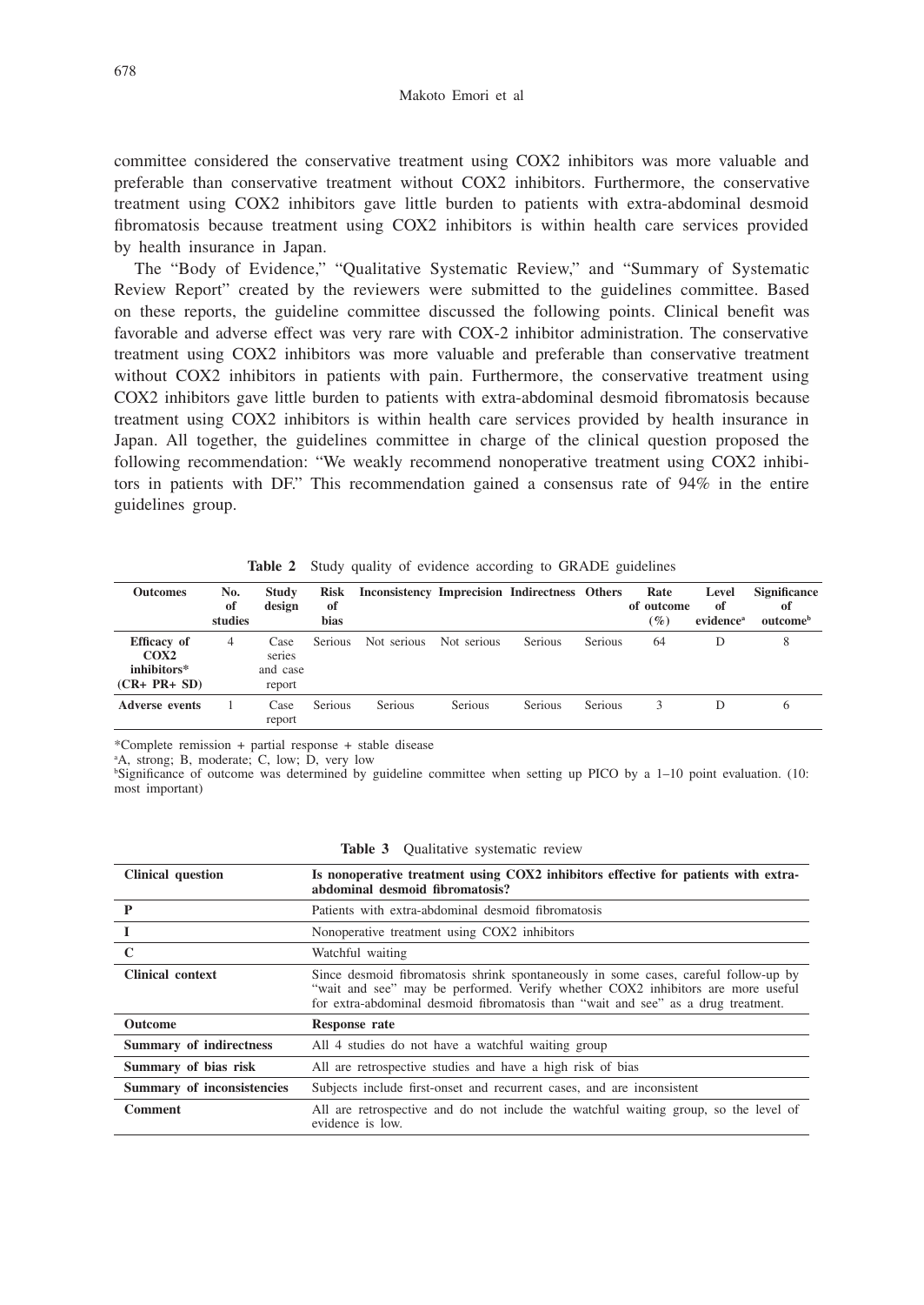committee considered the conservative treatment using COX2 inhibitors was more valuable and preferable than conservative treatment without COX2 inhibitors. Furthermore, the conservative treatment using COX2 inhibitors gave little burden to patients with extra-abdominal desmoid fibromatosis because treatment using COX2 inhibitors is within health care services provided by health insurance in Japan.

The "Body of Evidence," "Qualitative Systematic Review," and "Summary of Systematic Review Report" created by the reviewers were submitted to the guidelines committee. Based on these reports, the guideline committee discussed the following points. Clinical benefit was favorable and adverse effect was very rare with COX-2 inhibitor administration. The conservative treatment using COX2 inhibitors was more valuable and preferable than conservative treatment without COX2 inhibitors in patients with pain. Furthermore, the conservative treatment using COX2 inhibitors gave little burden to patients with extra-abdominal desmoid fibromatosis because treatment using COX2 inhibitors is within health care services provided by health insurance in Japan. All together, the guidelines committee in charge of the clinical question proposed the following recommendation: "We weakly recommend nonoperative treatment using COX2 inhibitors in patients with DF." This recommendation gained a consensus rate of 94% in the entire guidelines group.

**Table 2** Study quality of evidence according to GRADE guidelines

| Outcomes | No. of studies | Study design | Risk of bias | Inconsistency | Imprecision | Indirectness | Others | Rate of outcome (%) | Level of evidence[a] | Significance of outcome[b] |
|---|---|---|---|---|---|---|---|---|---|---|
| **Efficacy of COX2 inhibitors* (CR+ PR+ SD)** | 4 | Case series and case report | Serious | Not serious | Not serious | Serious | Serious | 64 | D | 8 |
| **Adverse events** | 1 | Case report | Serious | Serious | Serious | Serious | Serious | 3 | D | 6 |

*Complete remission + partial response + stable disease

[a]A, strong; B, moderate; C, low; D, very low

[b]Significance of outcome was determined by guideline committee when setting up PICO by a 1–10 point evaluation. (10: most important)

**Table 3** Qualitative systematic review

| Clinical question | Is nonoperative treatment using COX2 inhibitors effective for patients with extra-abdominal desmoid fibromatosis? |
|---|---|
| **P** | Patients with extra-abdominal desmoid fibromatosis |
| **I** | Nonoperative treatment using COX2 inhibitors |
| **C** | Watchful waiting |
| **Clinical context** | Since desmoid fibromatosis shrink spontaneously in some cases, careful follow-up by "wait and see" may be performed. Verify whether COX2 inhibitors are more useful for extra-abdominal desmoid fibromatosis than "wait and see" as a drug treatment. |
| **Outcome** | **Response rate** |
| **Summary of indirectness** | All 4 studies do not have a watchful waiting group |
| **Summary of bias risk** | All are retrospective studies and have a high risk of bias |
| **Summary of inconsistencies** | Subjects include first-onset and recurrent cases, and are inconsistent |
| **Comment** | All are retrospective and do not include the watchful waiting group, so the level of evidence is low. |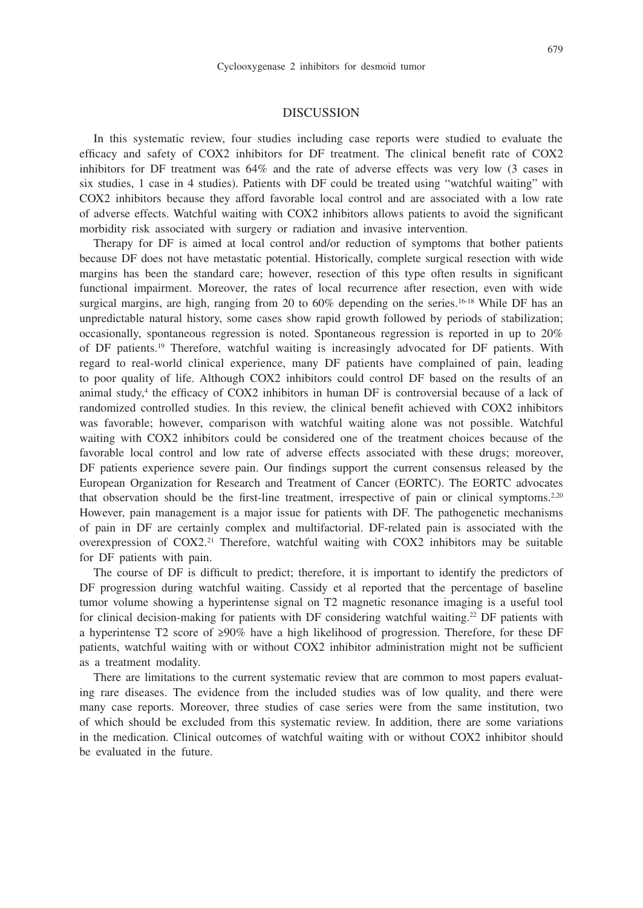## DISCUSSION

In this systematic review, four studies including case reports were studied to evaluate the efficacy and safety of COX2 inhibitors for DF treatment. The clinical benefit rate of COX2 inhibitors for DF treatment was 64% and the rate of adverse effects was very low (3 cases in six studies, 1 case in 4 studies). Patients with DF could be treated using "watchful waiting" with COX2 inhibitors because they afford favorable local control and are associated with a low rate of adverse effects. Watchful waiting with COX2 inhibitors allows patients to avoid the significant morbidity risk associated with surgery or radiation and invasive intervention.

Therapy for DF is aimed at local control and/or reduction of symptoms that bother patients because DF does not have metastatic potential. Historically, complete surgical resection with wide margins has been the standard care; however, resection of this type often results in significant functional impairment. Moreover, the rates of local recurrence after resection, even with wide surgical margins, are high, ranging from 20 to 60% depending on the series.[16-18] While DF has an unpredictable natural history, some cases show rapid growth followed by periods of stabilization; occasionally, spontaneous regression is noted. Spontaneous regression is reported in up to 20% of DF patients.[19] Therefore, watchful waiting is increasingly advocated for DF patients. With regard to real-world clinical experience, many DF patients have complained of pain, leading to poor quality of life. Although COX2 inhibitors could control DF based on the results of an animal study,[4] the efficacy of COX2 inhibitors in human DF is controversial because of a lack of randomized controlled studies. In this review, the clinical benefit achieved with COX2 inhibitors was favorable; however, comparison with watchful waiting alone was not possible. Watchful waiting with COX2 inhibitors could be considered one of the treatment choices because of the favorable local control and low rate of adverse effects associated with these drugs; moreover, DF patients experience severe pain. Our findings support the current consensus released by the European Organization for Research and Treatment of Cancer (EORTC). The EORTC advocates that observation should be the first-line treatment, irrespective of pain or clinical symptoms.[2,20] However, pain management is a major issue for patients with DF. The pathogenetic mechanisms of pain in DF are certainly complex and multifactorial. DF-related pain is associated with the overexpression of COX2.[21] Therefore, watchful waiting with COX2 inhibitors may be suitable for DF patients with pain.

The course of DF is difficult to predict; therefore, it is important to identify the predictors of DF progression during watchful waiting. Cassidy et al reported that the percentage of baseline tumor volume showing a hyperintense signal on T2 magnetic resonance imaging is a useful tool for clinical decision-making for patients with DF considering watchful waiting.[22] DF patients with a hyperintense T2 score of ≥90% have a high likelihood of progression. Therefore, for these DF patients, watchful waiting with or without COX2 inhibitor administration might not be sufficient as a treatment modality.

There are limitations to the current systematic review that are common to most papers evaluating rare diseases. The evidence from the included studies was of low quality, and there were many case reports. Moreover, three studies of case series were from the same institution, two of which should be excluded from this systematic review. In addition, there are some variations in the medication. Clinical outcomes of watchful waiting with or without COX2 inhibitor should be evaluated in the future.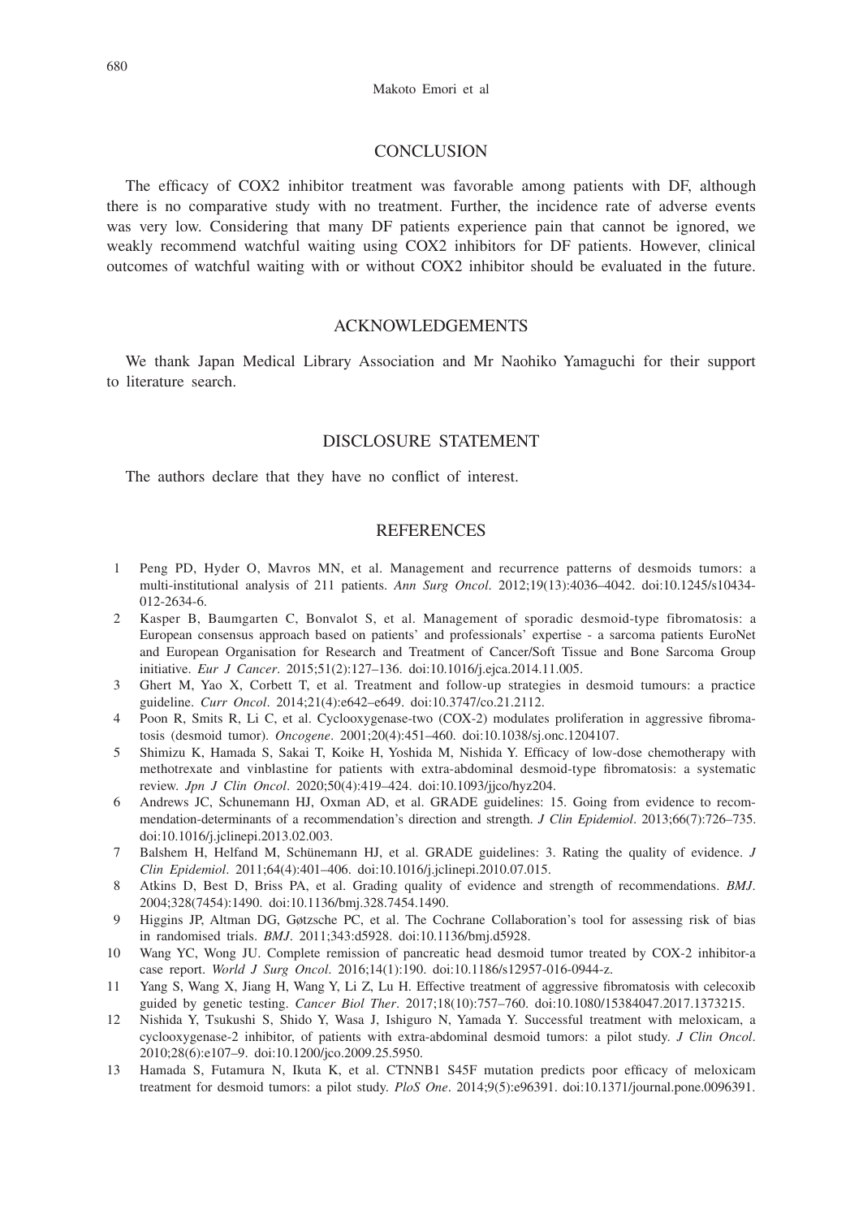## CONCLUSION

The efficacy of COX2 inhibitor treatment was favorable among patients with DF, although there is no comparative study with no treatment. Further, the incidence rate of adverse events was very low. Considering that many DF patients experience pain that cannot be ignored, we weakly recommend watchful waiting using COX2 inhibitors for DF patients. However, clinical outcomes of watchful waiting with or without COX2 inhibitor should be evaluated in the future.

## ACKNOWLEDGEMENTS

We thank Japan Medical Library Association and Mr Naohiko Yamaguchi for their support to literature search.

## DISCLOSURE STATEMENT

The authors declare that they have no conflict of interest.

## REFERENCES

1. Peng PD, Hyder O, Mavros MN, et al. Management and recurrence patterns of desmoids tumors: a multi-institutional analysis of 211 patients. *Ann Surg Oncol*. 2012;19(13):4036–4042. doi:10.1245/s10434-012-2634-6.
2. Kasper B, Baumgarten C, Bonvalot S, et al. Management of sporadic desmoid-type fibromatosis: a European consensus approach based on patients' and professionals' expertise - a sarcoma patients EuroNet and European Organisation for Research and Treatment of Cancer/Soft Tissue and Bone Sarcoma Group initiative. *Eur J Cancer*. 2015;51(2):127–136. doi:10.1016/j.ejca.2014.11.005.
3. Ghert M, Yao X, Corbett T, et al. Treatment and follow-up strategies in desmoid tumours: a practice guideline. *Curr Oncol*. 2014;21(4):e642–e649. doi:10.3747/co.21.2112.
4. Poon R, Smits R, Li C, et al. Cyclooxygenase-two (COX-2) modulates proliferation in aggressive fibromatosis (desmoid tumor). *Oncogene*. 2001;20(4):451–460. doi:10.1038/sj.onc.1204107.
5. Shimizu K, Hamada S, Sakai T, Koike H, Yoshida M, Nishida Y. Efficacy of low-dose chemotherapy with methotrexate and vinblastine for patients with extra-abdominal desmoid-type fibromatosis: a systematic review. *Jpn J Clin Oncol*. 2020;50(4):419–424. doi:10.1093/jjco/hyz204.
6. Andrews JC, Schunemann HJ, Oxman AD, et al. GRADE guidelines: 15. Going from evidence to recommendation-determinants of a recommendation's direction and strength. *J Clin Epidemiol*. 2013;66(7):726–735. doi:10.1016/j.jclinepi.2013.02.003.
7. Balshem H, Helfand M, Schünemann HJ, et al. GRADE guidelines: 3. Rating the quality of evidence. *J Clin Epidemiol*. 2011;64(4):401–406. doi:10.1016/j.jclinepi.2010.07.015.
8. Atkins D, Best D, Briss PA, et al. Grading quality of evidence and strength of recommendations. *BMJ*. 2004;328(7454):1490. doi:10.1136/bmj.328.7454.1490.
9. Higgins JP, Altman DG, Gøtzsche PC, et al. The Cochrane Collaboration's tool for assessing risk of bias in randomised trials. *BMJ*. 2011;343:d5928. doi:10.1136/bmj.d5928.
10. Wang YC, Wong JU. Complete remission of pancreatic head desmoid tumor treated by COX-2 inhibitor-a case report. *World J Surg Oncol*. 2016;14(1):190. doi:10.1186/s12957-016-0944-z.
11. Yang S, Wang X, Jiang H, Wang Y, Li Z, Lu H. Effective treatment of aggressive fibromatosis with celecoxib guided by genetic testing. *Cancer Biol Ther*. 2017;18(10):757–760. doi:10.1080/15384047.2017.1373215.
12. Nishida Y, Tsukushi S, Shido Y, Wasa J, Ishiguro N, Yamada Y. Successful treatment with meloxicam, a cyclooxygenase-2 inhibitor, of patients with extra-abdominal desmoid tumors: a pilot study. *J Clin Oncol*. 2010;28(6):e107–9. doi:10.1200/jco.2009.25.5950.
13. Hamada S, Futamura N, Ikuta K, et al. CTNNB1 S45F mutation predicts poor efficacy of meloxicam treatment for desmoid tumors: a pilot study. *PloS One*. 2014;9(5):e96391. doi:10.1371/journal.pone.0096391.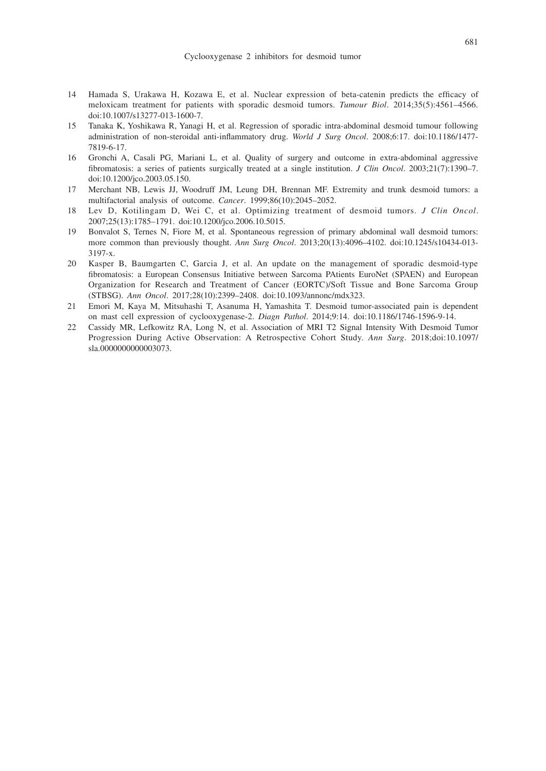14 Hamada S, Urakawa H, Kozawa E, et al. Nuclear expression of beta-catenin predicts the efficacy of meloxicam treatment for patients with sporadic desmoid tumors. *Tumour Biol*. 2014;35(5):4561–4566. doi:10.1007/s13277-013-1600-7.

15 Tanaka K, Yoshikawa R, Yanagi H, et al. Regression of sporadic intra-abdominal desmoid tumour following administration of non-steroidal anti-inflammatory drug. *World J Surg Oncol*. 2008;6:17. doi:10.1186/1477-7819-6-17.

16 Gronchi A, Casali PG, Mariani L, et al. Quality of surgery and outcome in extra-abdominal aggressive fibromatosis: a series of patients surgically treated at a single institution. *J Clin Oncol*. 2003;21(7):1390–7. doi:10.1200/jco.2003.05.150.

17 Merchant NB, Lewis JJ, Woodruff JM, Leung DH, Brennan MF. Extremity and trunk desmoid tumors: a multifactorial analysis of outcome. *Cancer*. 1999;86(10):2045–2052.

18 Lev D, Kotilingam D, Wei C, et al. Optimizing treatment of desmoid tumors. *J Clin Oncol*. 2007;25(13):1785–1791. doi:10.1200/jco.2006.10.5015.

19 Bonvalot S, Ternes N, Fiore M, et al. Spontaneous regression of primary abdominal wall desmoid tumors: more common than previously thought. *Ann Surg Oncol*. 2013;20(13):4096–4102. doi:10.1245/s10434-013-3197-x.

20 Kasper B, Baumgarten C, Garcia J, et al. An update on the management of sporadic desmoid-type fibromatosis: a European Consensus Initiative between Sarcoma PAtients EuroNet (SPAEN) and European Organization for Research and Treatment of Cancer (EORTC)/Soft Tissue and Bone Sarcoma Group (STBSG). *Ann Oncol*. 2017;28(10):2399–2408. doi:10.1093/annonc/mdx323.

21 Emori M, Kaya M, Mitsuhashi T, Asanuma H, Yamashita T. Desmoid tumor-associated pain is dependent on mast cell expression of cyclooxygenase-2. *Diagn Pathol*. 2014;9:14. doi:10.1186/1746-1596-9-14.

22 Cassidy MR, Lefkowitz RA, Long N, et al. Association of MRI T2 Signal Intensity With Desmoid Tumor Progression During Active Observation: A Retrospective Cohort Study. *Ann Surg*. 2018;doi:10.1097/sla.0000000000003073.